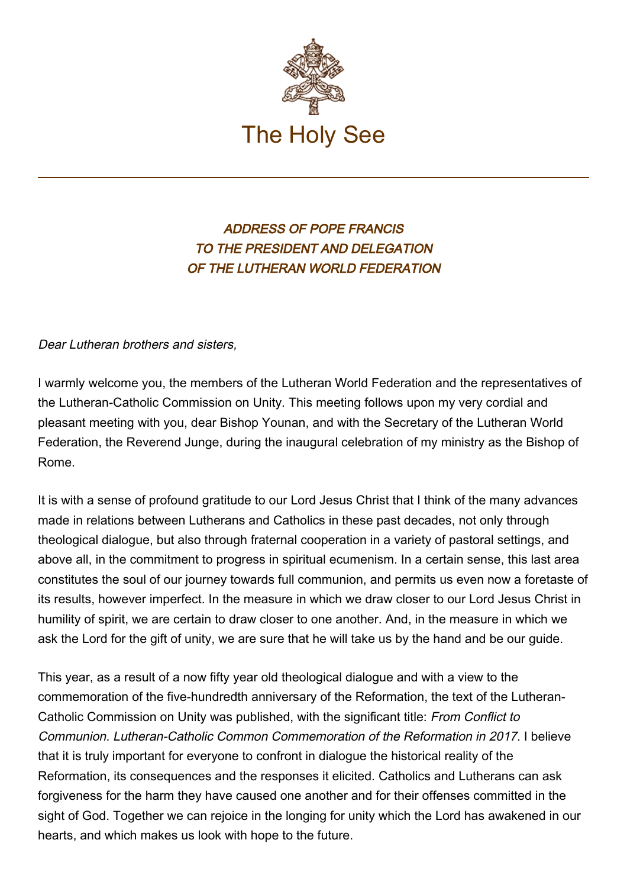# The Holy See

### *ADDRESS OF POPE FRANCIS TO THE PRESIDENT AND DELEGATION OF THE LUTHERAN WORLD FEDERATION*

*Dear Lutheran brothers and sisters,*

I warmly welcome you, the members of the Lutheran World Federation and the representatives of the Lutheran-Catholic Commission on Unity. This meeting follows upon my very cordial and pleasant meeting with you, dear Bishop Younan, and with the Secretary of the Lutheran World Federation, the Reverend Junge, during the inaugural celebration of my ministry as the Bishop of Rome.

It is with a sense of profound gratitude to our Lord Jesus Christ that I think of the many advances made in relations between Lutherans and Catholics in these past decades, not only through theological dialogue, but also through fraternal cooperation in a variety of pastoral settings, and above all, in the commitment to progress in spiritual ecumenism. In a certain sense, this last area constitutes the soul of our journey towards full communion, and permits us even now a foretaste of its results, however imperfect. In the measure in which we draw closer to our Lord Jesus Christ in humility of spirit, we are certain to draw closer to one another. And, in the measure in which we ask the Lord for the gift of unity, we are sure that he will take us by the hand and be our guide.

This year, as a result of a now fifty year old theological dialogue and with a view to the commemoration of the five-hundredth anniversary of the Reformation, the text of the Lutheran-Catholic Commission on Unity was published, with the significant title: *From Conflict to Communion. Lutheran-Catholic Common Commemoration of the Reformation in 2017*. I believe that it is truly important for everyone to confront in dialogue the historical reality of the Reformation, its consequences and the responses it elicited. Catholics and Lutherans can ask forgiveness for the harm they have caused one another and for their offenses committed in the sight of God. Together we can rejoice in the longing for unity which the Lord has awakened in our hearts, and which makes us look with hope to the future.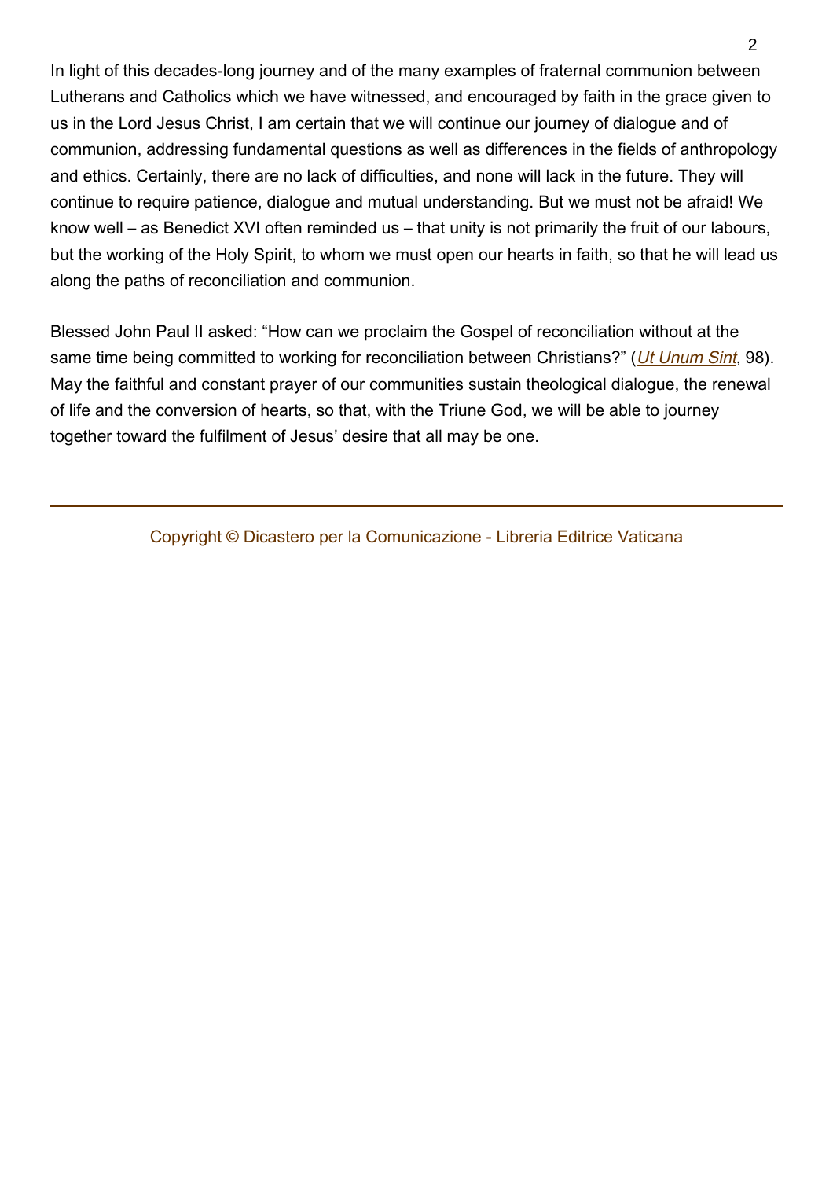In light of this decades-long journey and of the many examples of fraternal communion between Lutherans and Catholics which we have witnessed, and encouraged by faith in the grace given to us in the Lord Jesus Christ, I am certain that we will continue our journey of dialogue and of communion, addressing fundamental questions as well as differences in the fields of anthropology and ethics. Certainly, there are no lack of difficulties, and none will lack in the future. They will continue to require patience, dialogue and mutual understanding. But we must not be afraid! We know well – as Benedict XVI often reminded us – that unity is not primarily the fruit of our labours, but the working of the Holy Spirit, to whom we must open our hearts in faith, so that he will lead us along the paths of reconciliation and communion.

Blessed John Paul II asked: "How can we proclaim the Gospel of reconciliation without at the same time being committed to working for reconciliation between Christians?" (*Ut Unum Sint*, 98). May the faithful and constant prayer of our communities sustain theological dialogue, the renewal of life and the conversion of hearts, so that, with the Triune God, we will be able to journey together toward the fulfilment of Jesus' desire that all may be one.

---

Copyright © Dicastero per la Comunicazione - Libreria Editrice Vaticana